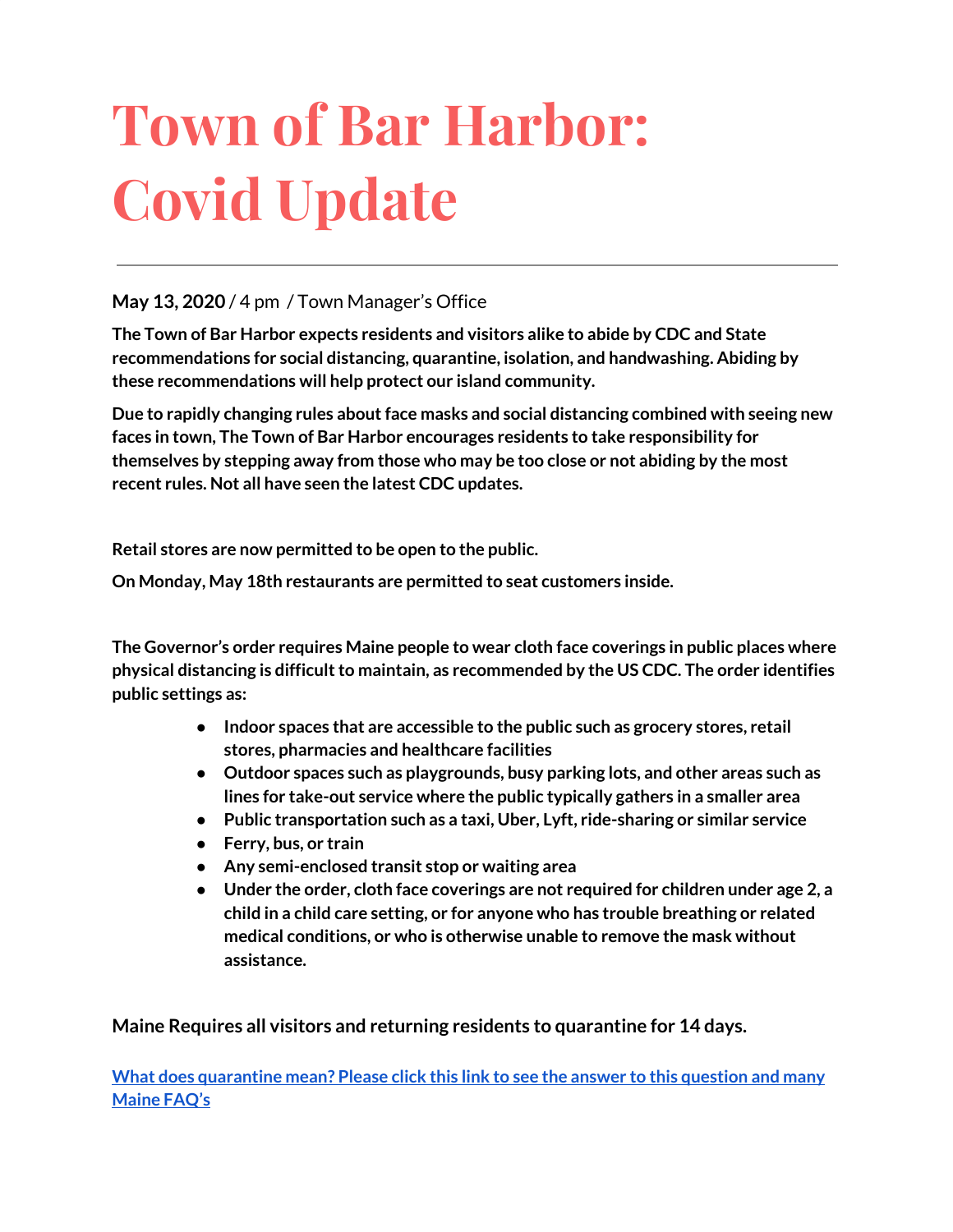# Town of Bar Harbor: Covid Update

---

**May 13, 2020** / 4 pm / Town Manager's Office

**The Town of Bar Harbor expects residents and visitors alike to abide by CDC and State recommendations for social distancing, quarantine, isolation, and handwashing. Abiding by these recommendations will help protect our island community.**

**Due to rapidly changing rules about face masks and social distancing combined with seeing new faces in town, The Town of Bar Harbor encourages residents to take responsibility for themselves by stepping away from those who may be too close or not abiding by the most recent rules. Not all have seen the latest CDC updates.**

**Retail stores are now permitted to be open to the public.**

**On Monday, May 18th restaurants are permitted to seat customers inside.**

**The Governor's order requires Maine people to wear cloth face coverings in public places where physical distancing is difficult to maintain, as recommended by the US CDC. The order identifies public settings as:**

- **Indoor spaces that are accessible to the public such as grocery stores, retail stores, pharmacies and healthcare facilities**
- **Outdoor spaces such as playgrounds, busy parking lots, and other areas such as lines for take-out service where the public typically gathers in a smaller area**
- **Public transportation such as a taxi, Uber, Lyft, ride-sharing or similar service**
- **Ferry, bus, or train**
- **Any semi-enclosed transit stop or waiting area**
- **Under the order, cloth face coverings are not required for children under age 2, a child in a child care setting, or for anyone who has trouble breathing or related medical conditions, or who is otherwise unable to remove the mask without assistance.**

**Maine Requires all visitors and returning residents to quarantine for 14 days.**

**What does quarantine mean? Please click this link to see the answer to this question and many Maine FAQ's**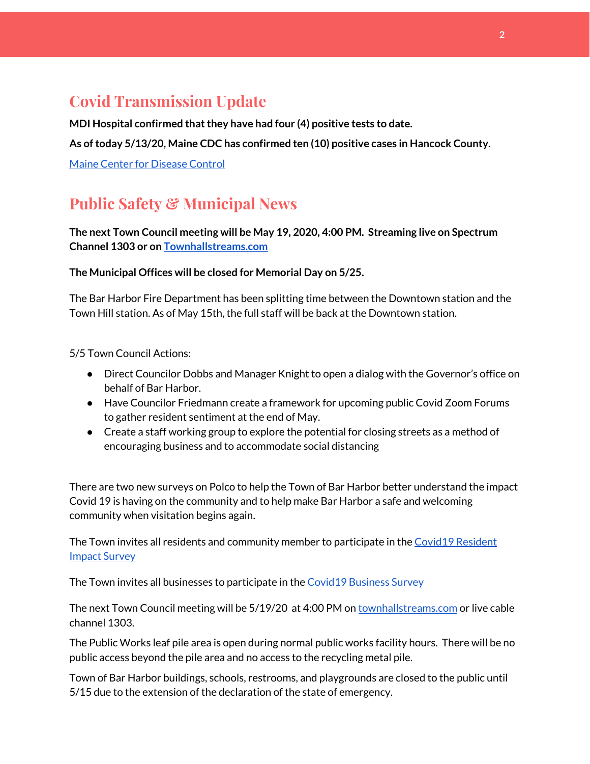## Covid Transmission Update

**MDI Hospital confirmed that they have had four (4) positive tests to date.**

**As of today 5/13/20, Maine CDC has confirmed ten (10) positive cases in Hancock County.**

[Maine Center for Disease Control]

## Public Safety & Municipal News

**The next Town Council meeting will be May 19, 2020, 4:00 PM. Streaming live on Spectrum Channel 1303 or on [Townhallstreams.com]**

**The Municipal Offices will be closed for Memorial Day on 5/25.**

The Bar Harbor Fire Department has been splitting time between the Downtown station and the Town Hill station. As of May 15th, the full staff will be back at the Downtown station.

5/5 Town Council Actions:

- Direct Councilor Dobbs and Manager Knight to open a dialog with the Governor's office on behalf of Bar Harbor.
- Have Councilor Friedmann create a framework for upcoming public Covid Zoom Forums to gather resident sentiment at the end of May.
- Create a staff working group to explore the potential for closing streets as a method of encouraging business and to accommodate social distancing

There are two new surveys on Polco to help the Town of Bar Harbor better understand the impact Covid 19 is having on the community and to help make Bar Harbor a safe and welcoming community when visitation begins again.

The Town invites all residents and community member to participate in the [Covid19 Resident Impact Survey]

The Town invites all businesses to participate in the [Covid19 Business Survey]

The next Town Council meeting will be 5/19/20 at 4:00 PM on [townhallstreams.com] or live cable channel 1303.

The Public Works leaf pile area is open during normal public works facility hours. There will be no public access beyond the pile area and no access to the recycling metal pile.

Town of Bar Harbor buildings, schools, restrooms, and playgrounds are closed to the public until 5/15 due to the extension of the declaration of the state of emergency.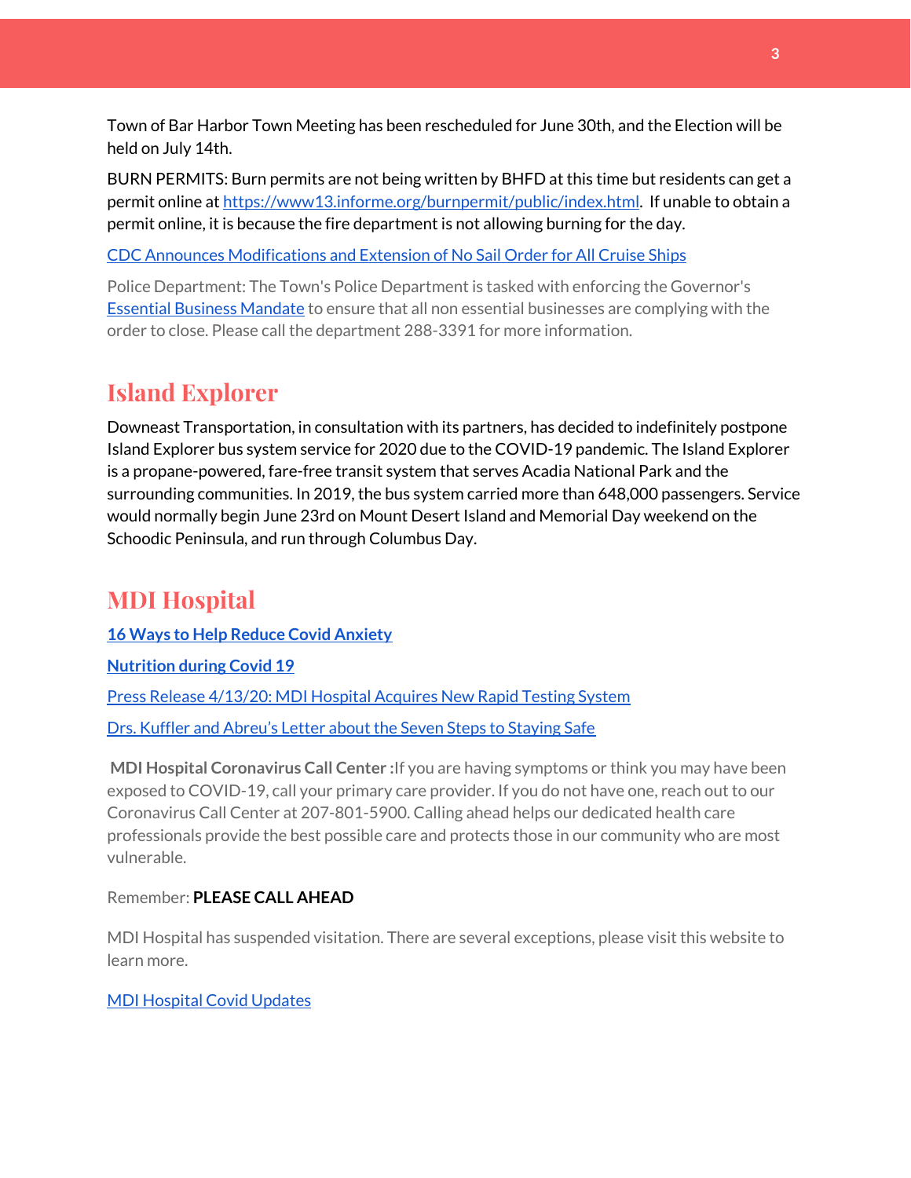Town of Bar Harbor Town Meeting has been rescheduled for June 30th, and the Election will be held on July 14th.

BURN PERMITS: Burn permits are not being written by BHFD at this time but residents can get a permit online at https://www13.informe.org/burnpermit/public/index.html. If unable to obtain a permit online, it is because the fire department is not allowing burning for the day.

CDC Announces Modifications and Extension of No Sail Order for All Cruise Ships

Police Department: The Town's Police Department is tasked with enforcing the Governor's Essential Business Mandate to ensure that all non essential businesses are complying with the order to close. Please call the department 288-3391 for more information.

## Island Explorer

Downeast Transportation, in consultation with its partners, has decided to indefinitely postpone Island Explorer bus system service for 2020 due to the COVID-19 pandemic. The Island Explorer is a propane-powered, fare-free transit system that serves Acadia National Park and the surrounding communities. In 2019, the bus system carried more than 648,000 passengers. Service would normally begin June 23rd on Mount Desert Island and Memorial Day weekend on the Schoodic Peninsula, and run through Columbus Day.

## MDI Hospital

**16 Ways to Help Reduce Covid Anxiety**

**Nutrition during Covid 19**

Press Release 4/13/20: MDI Hospital Acquires New Rapid Testing System

Drs. Kuffler and Abreu's Letter about the Seven Steps to Staying Safe

**MDI Hospital Coronavirus Call Center :** If you are having symptoms or think you may have been exposed to COVID-19, call your primary care provider. If you do not have one, reach out to our Coronavirus Call Center at 207-801-5900. Calling ahead helps our dedicated health care professionals provide the best possible care and protects those in our community who are most vulnerable.

Remember: **PLEASE CALL AHEAD**

MDI Hospital has suspended visitation. There are several exceptions, please visit this website to learn more.

MDI Hospital Covid Updates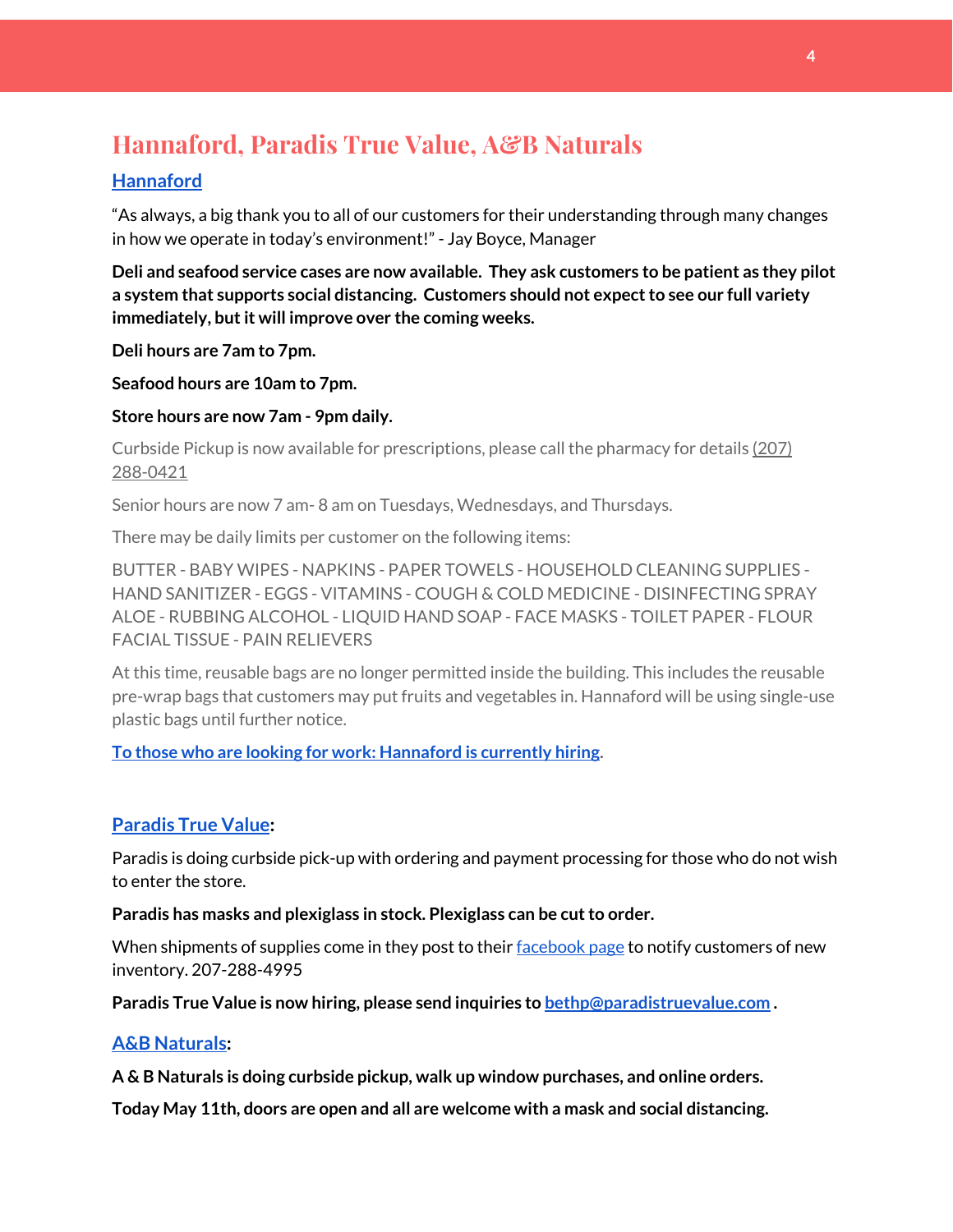# Hannaford, Paradis True Value, A&B Naturals

## Hannaford

"As always, a big thank you to all of our customers for their understanding through many changes in how we operate in today's environment!" - Jay Boyce, Manager

**Deli and seafood service cases are now available. They ask customers to be patient as they pilot a system that supports social distancing. Customers should not expect to see our full variety immediately, but it will improve over the coming weeks.**

**Deli hours are 7am to 7pm.**

**Seafood hours are 10am to 7pm.**

**Store hours are now 7am - 9pm daily.**

Curbside Pickup is now available for prescriptions, please call the pharmacy for details (207) 288-0421

Senior hours are now 7 am- 8 am on Tuesdays, Wednesdays, and Thursdays.

There may be daily limits per customer on the following items:

BUTTER - BABY WIPES - NAPKINS - PAPER TOWELS - HOUSEHOLD CLEANING SUPPLIES - HAND SANITIZER - EGGS - VITAMINS - COUGH & COLD MEDICINE - DISINFECTING SPRAY ALOE - RUBBING ALCOHOL - LIQUID HAND SOAP - FACE MASKS - TOILET PAPER - FLOUR FACIAL TISSUE - PAIN RELIEVERS

At this time, reusable bags are no longer permitted inside the building. This includes the reusable pre-wrap bags that customers may put fruits and vegetables in. Hannaford will be using single-use plastic bags until further notice.

**To those who are looking for work: Hannaford is currently hiring.**

## Paradis True Value:

Paradis is doing curbside pick-up with ordering and payment processing for those who do not wish to enter the store.

**Paradis has masks and plexiglass in stock. Plexiglass can be cut to order.**

When shipments of supplies come in they post to their facebook page to notify customers of new inventory. 207-288-4995

**Paradis True Value is now hiring, please send inquiries to bethp@paradistruevalue.com .**

## A&B Naturals:

**A & B Naturals is doing curbside pickup, walk up window purchases, and online orders.**

**Today May 11th, doors are open and all are welcome with a mask and social distancing.**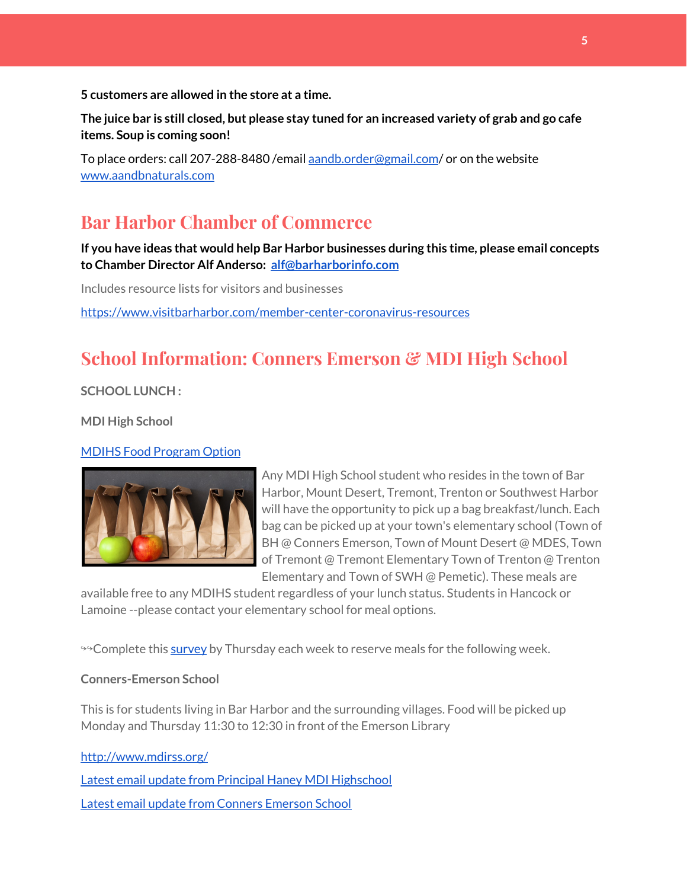**5 customers are allowed in the store at a time.**

**The juice bar is still closed, but please stay tuned for an increased variety of grab and go cafe items. Soup is coming soon!**

To place orders: call 207-288-8480 /email [aandb.order@gmail.com](mailto:aandb.order@gmail.com)/ or on the website [www.aandbnaturals.com](http://www.aandbnaturals.com)

## Bar Harbor Chamber of Commerce

**If you have ideas that would help Bar Harbor businesses during this time, please email concepts to Chamber Director Alf Anderso: [alf@barharborinfo.com](mailto:alf@barharborinfo.com)**

Includes resource lists for visitors and businesses

[https://www.visitbarharbor.com/member-center-coronavirus-resources](https://www.visitbarharbor.com/member-center-coronavirus-resources)

## School Information: Conners Emerson & MDI High School

**SCHOOL LUNCH :**

**MDI High School**

[MDIHS Food Program Option](#)

Any MDI High School student who resides in the town of Bar Harbor, Mount Desert, Tremont, Trenton or Southwest Harbor will have the opportunity to pick up a bag breakfast/lunch. Each bag can be picked up at your town's elementary school (Town of BH @ Conners Emerson, Town of Mount Desert @ MDES, Town of Tremont @ Tremont Elementary Town of Trenton @ Trenton Elementary and Town of SWH @ Pemetic). These meals are available free to any MDIHS student regardless of your lunch status. Students in Hancock or Lamoine --please contact your elementary school for meal options.

↬Complete this [survey](#) by Thursday each week to reserve meals for the following week.

**Conners-Emerson School**

This is for students living in Bar Harbor and the surrounding villages. Food will be picked up Monday and Thursday 11:30 to 12:30 in front of the Emerson Library

[http://www.mdirss.org/](http://www.mdirss.org/)

[Latest email update from Principal Haney MDI Highschool](#)

[Latest email update from Conners Emerson School](#)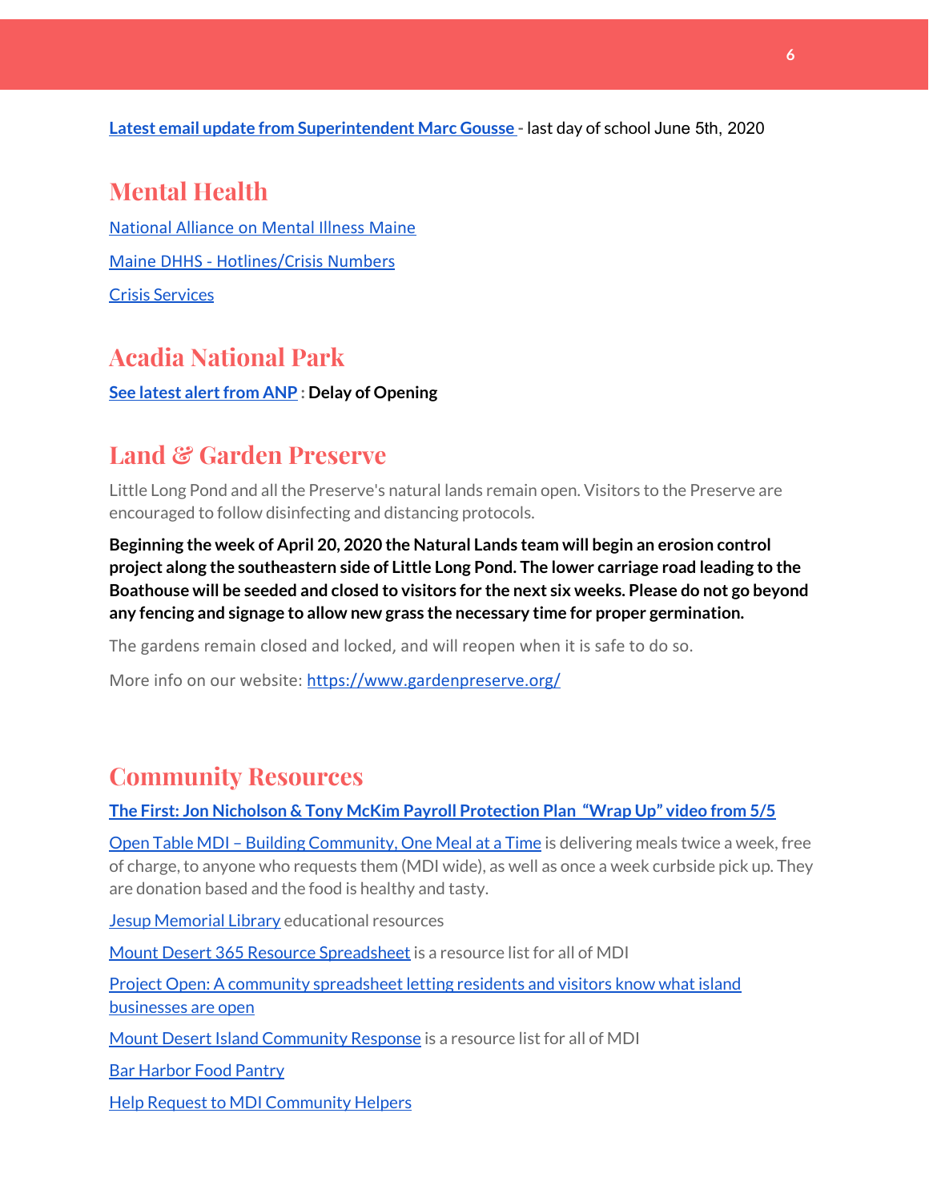**Latest email update from Superintendent Marc Gousse** - last day of school June 5th, 2020

## Mental Health

National Alliance on Mental Illness Maine

Maine DHHS - Hotlines/Crisis Numbers

Crisis Services

## Acadia National Park

**See latest alert from ANP : Delay of Opening**

## Land & Garden Preserve

Little Long Pond and all the Preserve's natural lands remain open. Visitors to the Preserve are encouraged to follow disinfecting and distancing protocols.

**Beginning the week of April 20, 2020 the Natural Lands team will begin an erosion control project along the southeastern side of Little Long Pond. The lower carriage road leading to the Boathouse will be seeded and closed to visitors for the next six weeks. Please do not go beyond any fencing and signage to allow new grass the necessary time for proper germination.**

The gardens remain closed and locked, and will reopen when it is safe to do so.

More info on our website: https://www.gardenpreserve.org/

## Community Resources

**The First: Jon Nicholson & Tony McKim Payroll Protection Plan "Wrap Up" video from 5/5**

Open Table MDI – Building Community, One Meal at a Time is delivering meals twice a week, free of charge, to anyone who requests them (MDI wide), as well as once a week curbside pick up. They are donation based and the food is healthy and tasty.

Jesup Memorial Library educational resources

Mount Desert 365 Resource Spreadsheet is a resource list for all of MDI

Project Open: A community spreadsheet letting residents and visitors know what island businesses are open

Mount Desert Island Community Response is a resource list for all of MDI

Bar Harbor Food Pantry

Help Request to MDI Community Helpers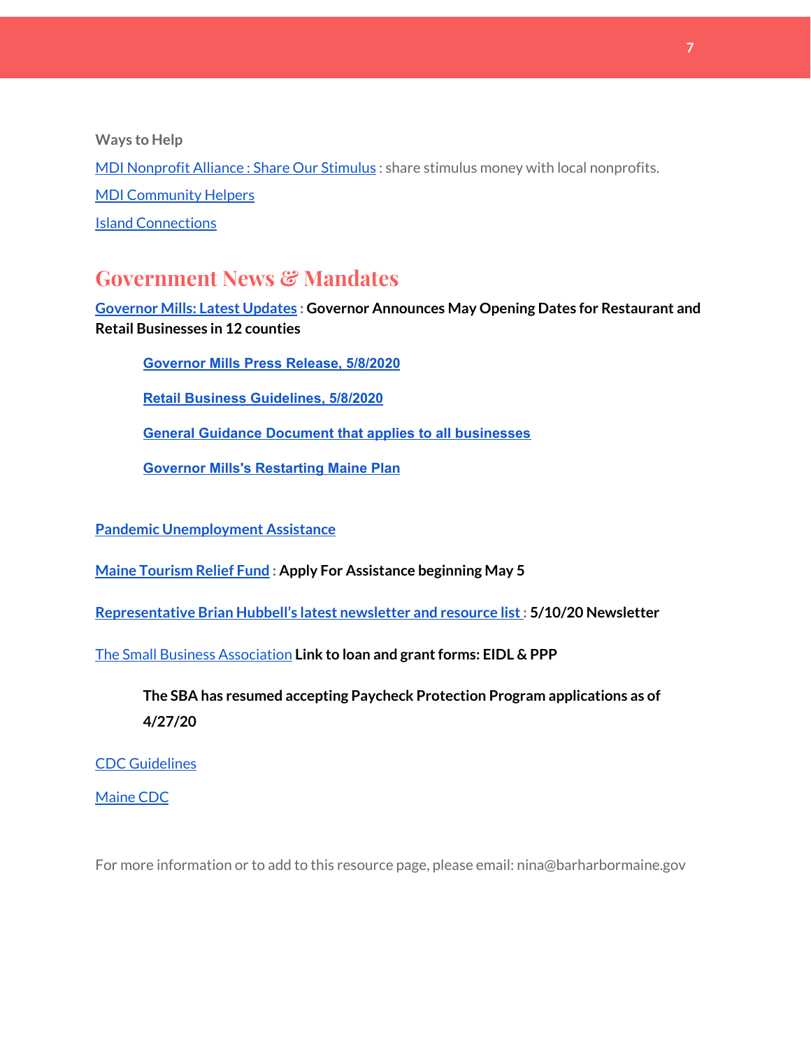**Ways to Help**

MDI Nonprofit Alliance : Share Our Stimulus : share stimulus money with local nonprofits.

MDI Community Helpers

Island Connections

## Government News & Mandates

Governor Mills: Latest Updates : **Governor Announces May Opening Dates for Restaurant and Retail Businesses in 12 counties**

> **Governor Mills Press Release, 5/8/2020**
>
> **Retail Business Guidelines, 5/8/2020**
>
> **General Guidance Document that applies to all businesses**
>
> **Governor Mills's Restarting Maine Plan**

**Pandemic Unemployment Assistance**

**Maine Tourism Relief Fund : Apply For Assistance beginning May 5**

**Representative Brian Hubbell's latest newsletter and resource list : 5/10/20 Newsletter**

The Small Business Association **Link to loan and grant forms: EIDL & PPP**

> **The SBA has resumed accepting Paycheck Protection Program applications as of 4/27/20**

CDC Guidelines

Maine CDC

For more information or to add to this resource page, please email: nina@barharbormaine.gov